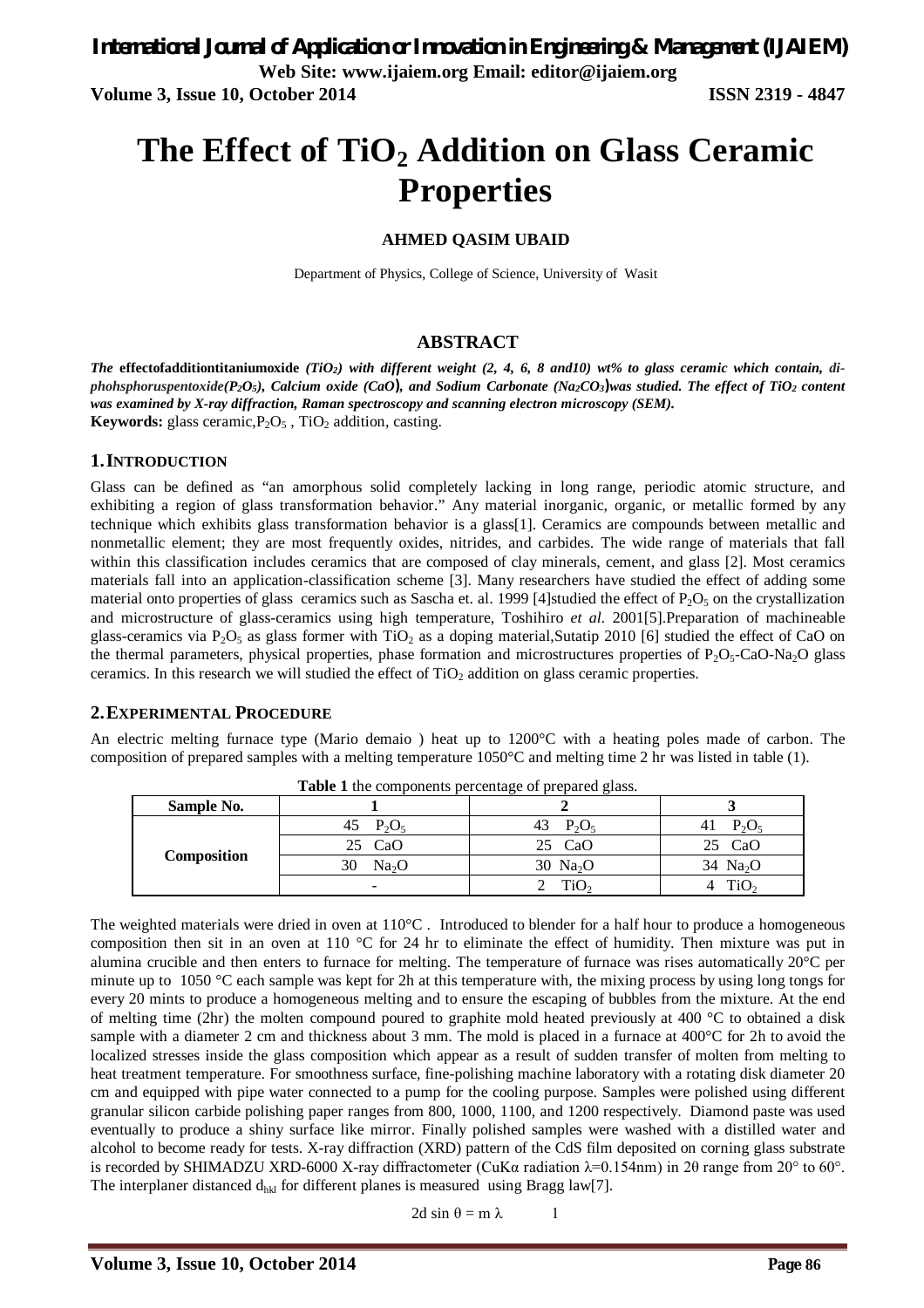# The Effect of $TiO_2$ Addition on Glass Ceramic Properties

**AHMED QASIM UBAID**

Department of Physics, College of Science, University of Wasit

## ABSTRACT

***The* effectofadditiontitaniumoxide *($TiO_2$) with different weight (2, 4, 6, 8 and10) wt% to glass ceramic which contain, di-phohsphoruspentoxide($P_2O_5$), Calcium oxide (CaO), and Sodium Carbonate ($Na_2CO_3$)was studied. The effect of $TiO_2$ content was examined by X-ray diffraction, Raman spectroscopy and scanning electron microscopy (SEM).***

**Keywords:** glass ceramic,$P_2O_5$ , $TiO_2$ addition, casting.

## 1. INTRODUCTION

Glass can be defined as "an amorphous solid completely lacking in long range, periodic atomic structure, and exhibiting a region of glass transformation behavior." Any material inorganic, organic, or metallic formed by any technique which exhibits glass transformation behavior is a glass[1]. Ceramics are compounds between metallic and nonmetallic element; they are most frequently oxides, nitrides, and carbides. The wide range of materials that fall within this classification includes ceramics that are composed of clay minerals, cement, and glass [2]. Most ceramics materials fall into an application-classification scheme [3]. Many researchers have studied the effect of adding some material onto properties of glass ceramics such as Sascha et. al. 1999 [4]studied the effect of $P_2O_5$ on the crystallization and microstructure of glass-ceramics using high temperature, Toshihiro *et al.* 2001[5].Preparation of machineable glass-ceramics via $P_2O_5$ as glass former with $TiO_2$ as a doping material,Sutatip 2010 [6] studied the effect of CaO on the thermal parameters, physical properties, phase formation and microstructures properties of $P_2O_5$-CaO-$Na_2O$ glass ceramics. In this research we will studied the effect of $TiO_2$ addition on glass ceramic properties.

## 2. EXPERIMENTAL PROCEDURE

An electric melting furnace type (Mario demaio ) heat up to 1200°C with a heating poles made of carbon. The composition of prepared samples with a melting temperature 1050°C and melting time 2 hr was listed in table (1).

**Table 1** the components percentage of prepared glass.

| Sample No. | 1 | 2 | 3 |
|---|---|---|---|
| Composition | 45 $P_2O_5$ | 43 $P_2O_5$ | 41 $P_2O_5$ |
| | 25 CaO | 25 CaO | 25 CaO |
| | 30 $Na_2O$ | 30 $Na_2O$ | 34 $Na_2O$ |
| | - | 2 $TiO_2$ | 4 $TiO_2$ |

The weighted materials were dried in oven at 110°C . Introduced to blender for a half hour to produce a homogeneous composition then sit in an oven at 110 °C for 24 hr to eliminate the effect of humidity. Then mixture was put in alumina crucible and then enters to furnace for melting. The temperature of furnace was rises automatically 20°C per minute up to 1050 °C each sample was kept for 2h at this temperature with, the mixing process by using long tongs for every 20 mints to produce a homogeneous melting and to ensure the escaping of bubbles from the mixture. At the end of melting time (2hr) the molten compound poured to graphite mold heated previously at 400 °C to obtained a disk sample with a diameter 2 cm and thickness about 3 mm. The mold is placed in a furnace at 400°C for 2h to avoid the localized stresses inside the glass composition which appear as a result of sudden transfer of molten from melting to heat treatment temperature. For smoothness surface, fine-polishing machine laboratory with a rotating disk diameter 20 cm and equipped with pipe water connected to a pump for the cooling purpose. Samples were polished using different granular silicon carbide polishing paper ranges from 800, 1000, 1100, and 1200 respectively. Diamond paste was used eventually to produce a shiny surface like mirror. Finally polished samples were washed with a distilled water and alcohol to become ready for tests. X-ray diffraction (XRD) pattern of the CdS film deposited on corning glass substrate is recorded by SHIMADZU XRD-6000 X-ray diffractometer (CuKα radiation λ=0.154nm) in 2θ range from 20° to 60°. The interplaner distanced $d_{hkl}$ for different planes is measured using Bragg law[7].

$$2d \sin \theta = m \lambda \qquad 1$$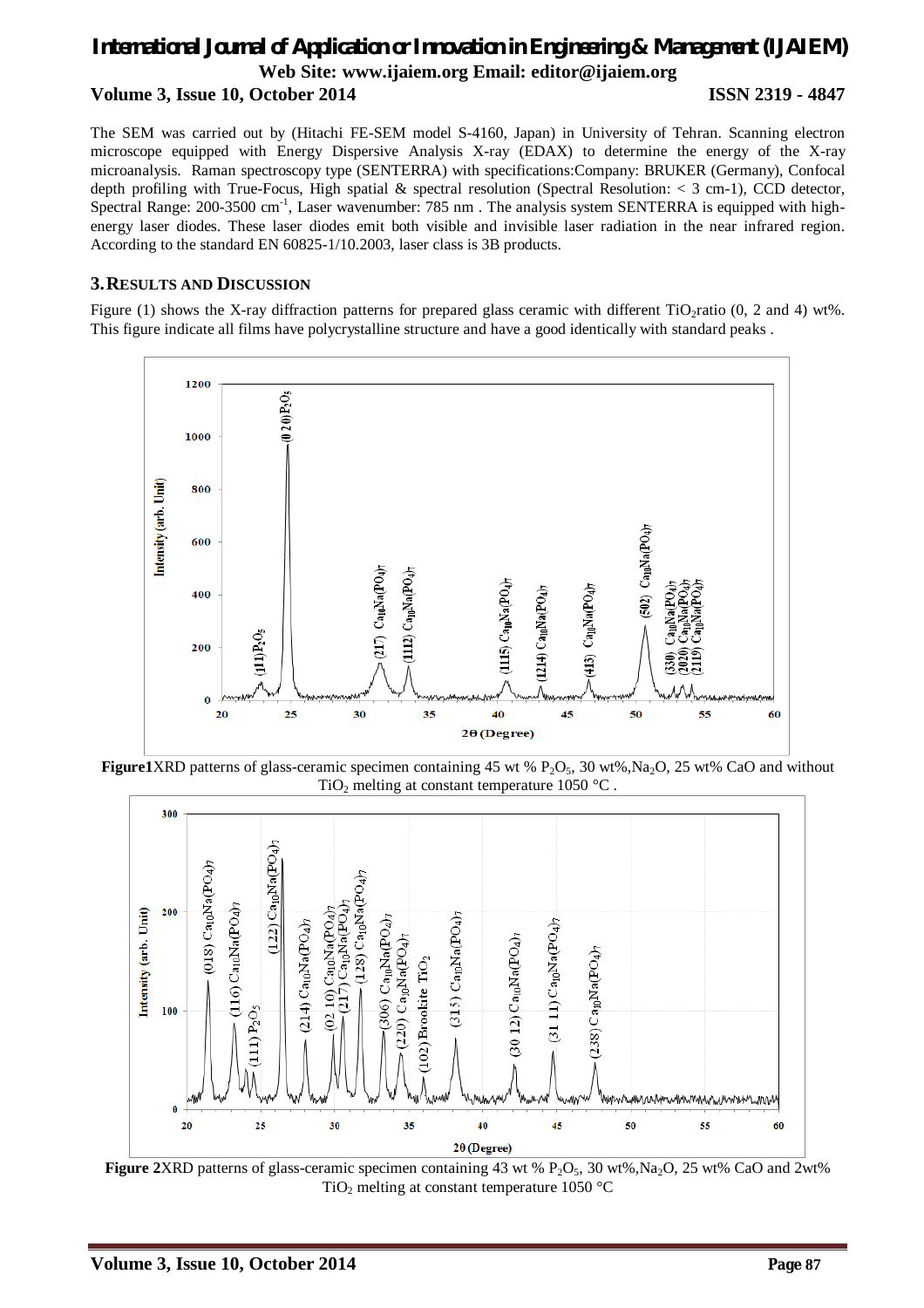The SEM was carried out by (Hitachi FE-SEM model S-4160, Japan) in University of Tehran. Scanning electron microscope equipped with Energy Dispersive Analysis X-ray (EDAX) to determine the energy of the X-ray microanalysis. Raman spectroscopy type (SENTERRA) with specifications:Company: BRUKER (Germany), Confocal depth profiling with True-Focus, High spatial & spectral resolution (Spectral Resolution: < 3 cm-1), CCD detector, Spectral Range: 200-3500 $cm^{-1}$, Laser wavenumber: 785 nm . The analysis system SENTERRA is equipped with high-energy laser diodes. These laser diodes emit both visible and invisible laser radiation in the near infrared region. According to the standard EN 60825-1/10.2003, laser class is 3B products.

## 3. RESULTS AND DISCUSSION

Figure (1) shows the X-ray diffraction patterns for prepared glass ceramic with different $TiO_2$ratio (0, 2 and 4) wt%. This figure indicate all films have polycrystalline structure and have a good identically with standard peaks .

**Figure1**XRD patterns of glass-ceramic specimen containing 45 wt % $P_2O_5$, 30 wt%,$Na_2O$, 25 wt% CaO and without $TiO_2$ melting at constant temperature 1050 °C .

**Figure 2**XRD patterns of glass-ceramic specimen containing 43 wt % $P_2O_5$, 30 wt%,$Na_2O$, 25 wt% CaO and 2wt% $TiO_2$ melting at constant temperature 1050 °C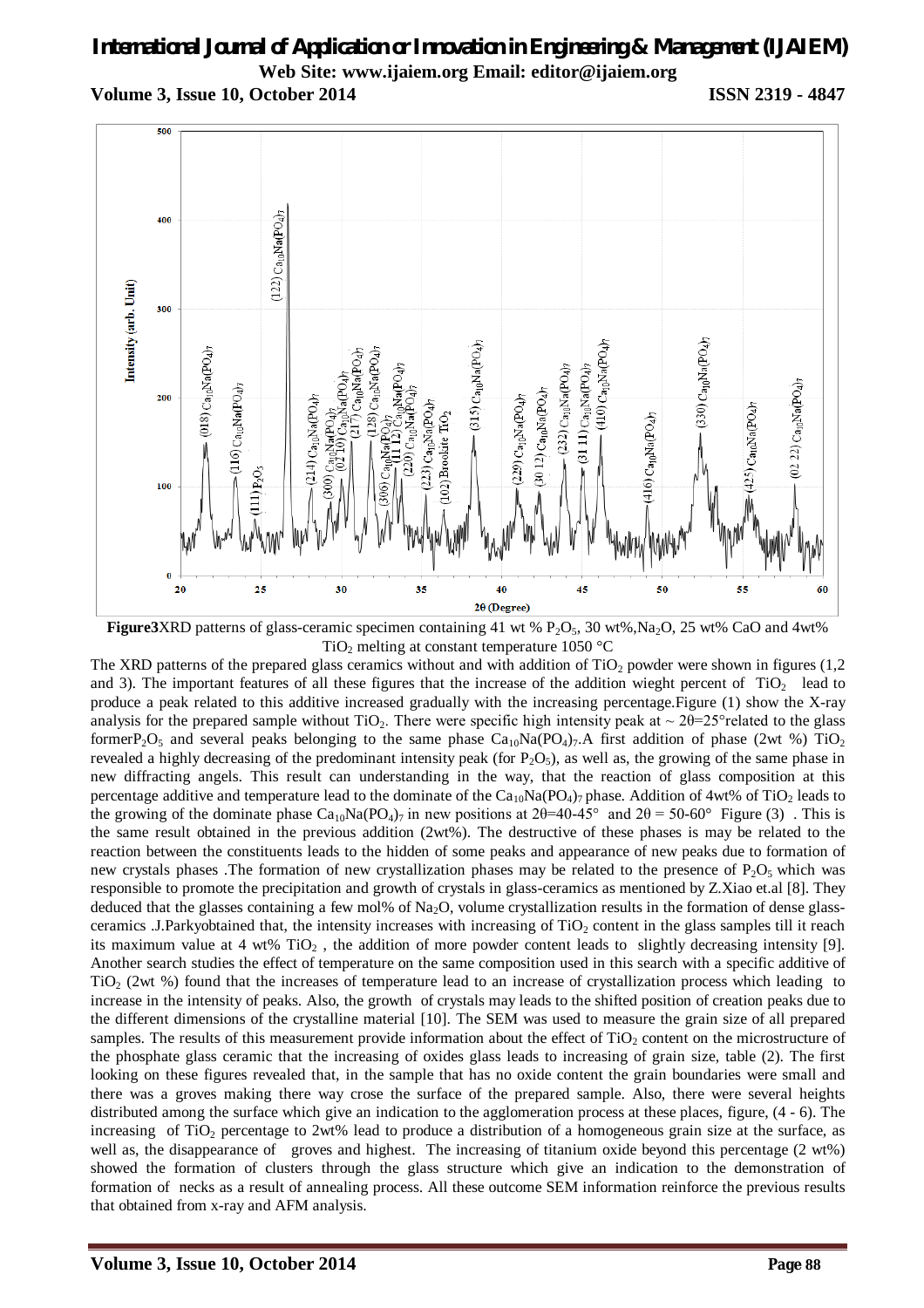**Figure3**XRD patterns of glass-ceramic specimen containing 41 wt % $P_2O_5$, 30 wt%,$Na_2O$, 25 wt% CaO and 4wt% $TiO_2$ melting at constant temperature 1050 °C

The XRD patterns of the prepared glass ceramics without and with addition of $TiO_2$ powder were shown in figures (1,2 and 3). The important features of all these figures that the increase of the addition wieght percent of $TiO_2$ lead to produce a peak related to this additive increased gradually with the increasing percentage.Figure (1) show the X-ray analysis for the prepared sample without $TiO_2$. There were specific high intensity peak at ~ 2θ=25°related to the glass former$P_2O_5$ and several peaks belonging to the same phase $Ca_{10}Na(PO_4)_7$.A first addition of phase (2wt %) $TiO_2$ revealed a highly decreasing of the predominant intensity peak (for $P_2O_5$), as well as, the growing of the same phase in new diffracting angels. This result can understanding in the way, that the reaction of glass composition at this percentage additive and temperature lead to the dominate of the $Ca_{10}Na(PO_4)_7$ phase. Addition of 4wt% of $TiO_2$ leads to the growing of the dominate phase $Ca_{10}Na(PO_4)_7$ in new positions at 2θ=40-45° and 2θ = 50-60° Figure (3) . This is the same result obtained in the previous addition (2wt%). The destructive of these phases is may be related to the reaction between the constituents leads to the hidden of some peaks and appearance of new peaks due to formation of new crystals phases .The formation of new crystallization phases may be related to the presence of $P_2O_5$ which was responsible to promote the precipitation and growth of crystals in glass-ceramics as mentioned by Z.Xiao et.al [8]. They deduced that the glasses containing a few mol% of $Na_2O$, volume crystallization results in the formation of dense glass-ceramics .J.Parkyobtained that, the intensity increases with increasing of $TiO_2$ content in the glass samples till it reach its maximum value at 4 wt% $TiO_2$ , the addition of more powder content leads to slightly decreasing intensity [9]. Another search studies the effect of temperature on the same composition used in this search with a specific additive of $TiO_2$ (2wt %) found that the increases of temperature lead to an increase of crystallization process which leading to increase in the intensity of peaks. Also, the growth of crystals may leads to the shifted position of creation peaks due to the different dimensions of the crystalline material [10]. The SEM was used to measure the grain size of all prepared samples. The results of this measurement provide information about the effect of $TiO_2$ content on the microstructure of the phosphate glass ceramic that the increasing of oxides glass leads to increasing of grain size, table (2). The first looking on these figures revealed that, in the sample that has no oxide content the grain boundaries were small and there was a groves making there way crose the surface of the prepared sample. Also, there were several heights distributed among the surface which give an indication to the agglomeration process at these places, figure, (4 - 6). The increasing of $TiO_2$ percentage to 2wt% lead to produce a distribution of a homogeneous grain size at the surface, as well as, the disappearance of groves and highest. The increasing of titanium oxide beyond this percentage (2 wt%) showed the formation of clusters through the glass structure which give an indication to the demonstration of formation of necks as a result of annealing process. All these outcome SEM information reinforce the previous results that obtained from x-ray and AFM analysis.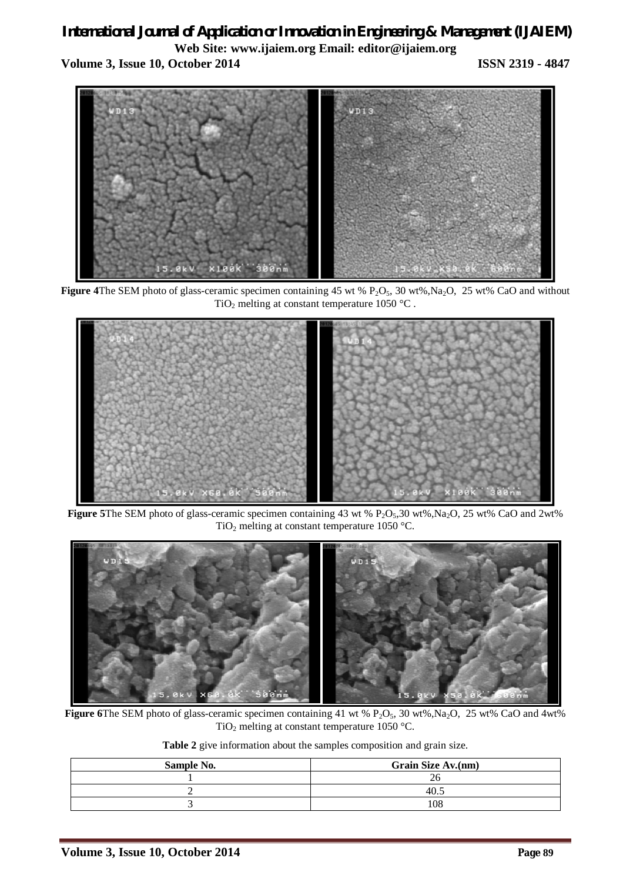**Figure 4** The SEM photo of glass-ceramic specimen containing 45 wt % $P_2O_5$, 30 wt%, $Na_2O$, 25 wt% CaO and without $TiO_2$ melting at constant temperature 1050 °C .

**Figure 5** The SEM photo of glass-ceramic specimen containing 43 wt % $P_2O_5$, 30 wt%, $Na_2O$, 25 wt% CaO and 2wt% $TiO_2$ melting at constant temperature 1050 °C.

**Figure 6** The SEM photo of glass-ceramic specimen containing 41 wt % $P_2O_5$, 30 wt%, $Na_2O$, 25 wt% CaO and 4wt% $TiO_2$ melting at constant temperature 1050 °C.

**Table 2** give information about the samples composition and grain size.

| Sample No. | Grain Size Av.(nm) |
|---|---|
| 1 | 26 |
| 2 | 40.5 |
| 3 | 108 |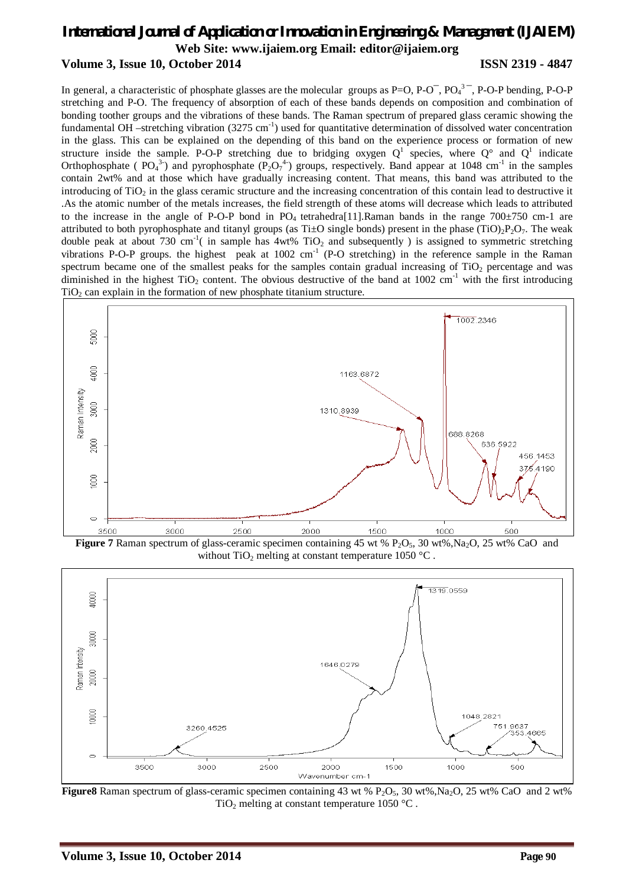In general, a characteristic of phosphate glasses are the molecular groups as P=O, P-O$^{-}$, $PO_4^{3-}$, P-O-P bending, P-O-P stretching and P-O. The frequency of absorption of each of these bands depends on composition and combination of bonding toother groups and the vibrations of these bands. The Raman spectrum of prepared glass ceramic showing the fundamental OH –stretching vibration (3275 cm$^{-1}$) used for quantitative determination of dissolved water concentration in the glass. This can be explained on the depending of this band on the experience process or formation of new structure inside the sample. P-O-P stretching due to bridging oxygen $Q^1$ species, where $Q^{\circ}$ and $Q^1$ indicate Orthophosphate ( $PO_4^{3-}$) and pyrophosphate ($P_2O_7^{4-}$) groups, respectively. Band appear at 1048 cm$^{-1}$ in the samples contain 2wt% and at those which have gradually increasing content. That means, this band was attributed to the introducing of $TiO_2$ in the glass ceramic structure and the increasing concentration of this contain lead to destructive it .As the atomic number of the metals increases, the field strength of these atoms will decrease which leads to attributed to the increase in the angle of P-O-P bond in $PO_4$ tetrahedra[11].Raman bands in the range 700±750 cm-1 are attributed to both pyrophosphate and titanyl groups (as Ti±O single bonds) present in the phase $(TiO)_2P_2O_7$. The weak double peak at about 730 cm$^{-1}$( in sample has 4wt% $TiO_2$ and subsequently ) is assigned to symmetric stretching vibrations P-O-P groups. the highest peak at 1002 cm$^{-1}$ (P-O stretching) in the reference sample in the Raman spectrum became one of the smallest peaks for the samples contain gradual increasing of $TiO_2$ percentage and was diminished in the highest $TiO_2$ content. The obvious destructive of the band at 1002 cm$^{-1}$ with the first introducing $TiO_2$ can explain in the formation of new phosphate titanium structure.

**Figure 7** Raman spectrum of glass-ceramic specimen containing 45 wt % $P_2O_5$, 30 wt%,$Na_2O$, 25 wt% CaO and without $TiO_2$ melting at constant temperature 1050 °C .

**Figure8** Raman spectrum of glass-ceramic specimen containing 43 wt % $P_2O_5$, 30 wt%,$Na_2O$, 25 wt% CaO and 2 wt% $TiO_2$ melting at constant temperature 1050 °C .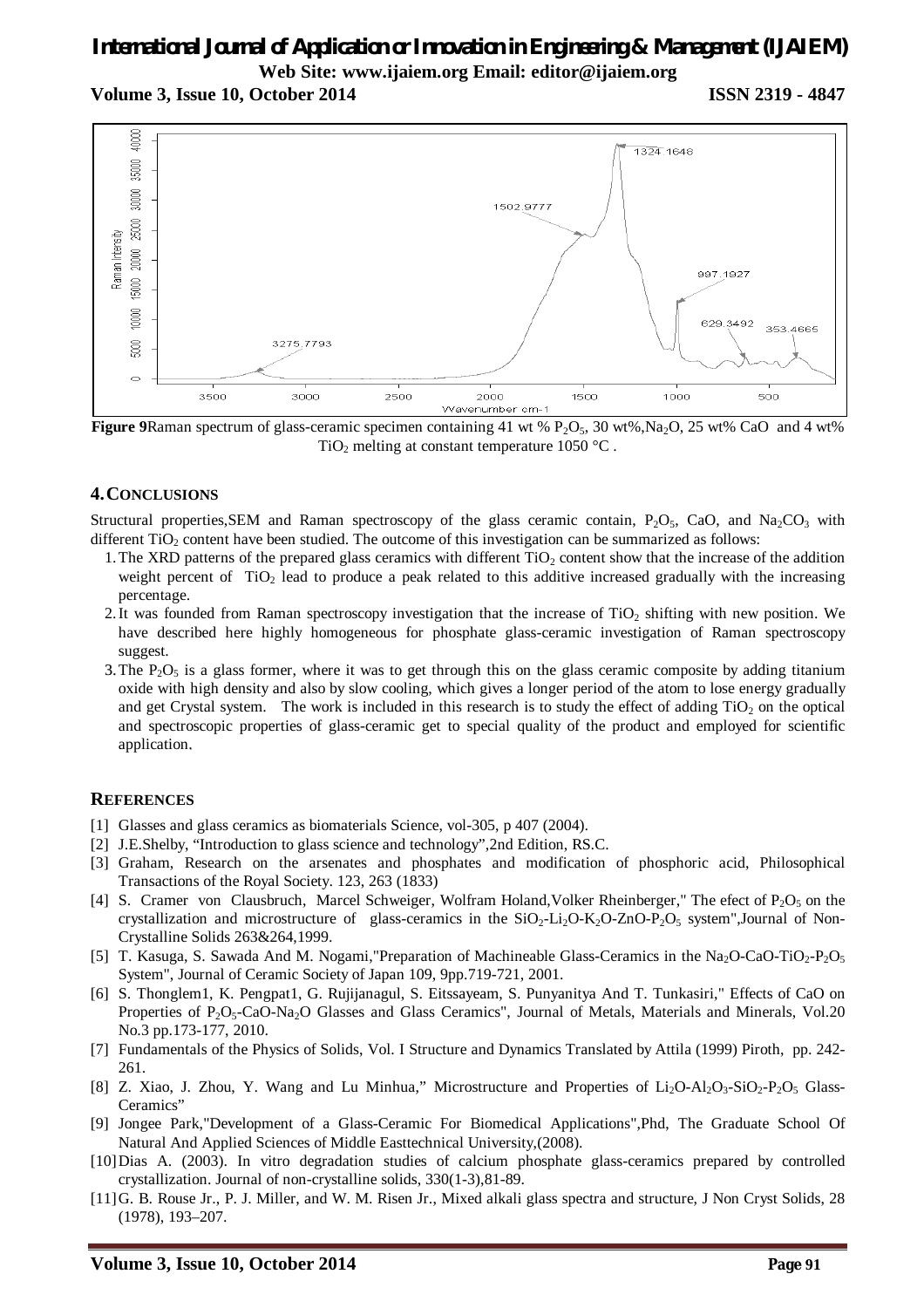Raman Intensity

0 5000 10000 15000 20000 25000 30000 35000 40000

3275.7793

1502.9777

1324.1648

997.1927

629.3492

353.4665

3500 3000 2500 2000 1500 1000 500

Wavenumber cm-1

**Figure 9**Raman spectrum of glass-ceramic specimen containing 41 wt % $P_2O_5$, 30 wt%,$Na_2O$, 25 wt% CaO and 4 wt% $TiO_2$ melting at constant temperature 1050 °C .

## 4. CONCLUSIONS

Structural properties,SEM and Raman spectroscopy of the glass ceramic contain, $P_2O_5$, CaO, and $Na_2CO_3$ with different $TiO_2$ content have been studied. The outcome of this investigation can be summarized as follows:

1. The XRD patterns of the prepared glass ceramics with different $TiO_2$ content show that the increase of the addition weight percent of $TiO_2$ lead to produce a peak related to this additive increased gradually with the increasing percentage.
2. It was founded from Raman spectroscopy investigation that the increase of $TiO_2$ shifting with new position. We have described here highly homogeneous for phosphate glass-ceramic investigation of Raman spectroscopy suggest.
3. The $P_2O_5$ is a glass former, where it was to get through this on the glass ceramic composite by adding titanium oxide with high density and also by slow cooling, which gives a longer period of the atom to lose energy gradually and get Crystal system. The work is included in this research is to study the effect of adding $TiO_2$ on the optical and spectroscopic properties of glass-ceramic get to special quality of the product and employed for scientific application.

## REFERENCES

[1] Glasses and glass ceramics as biomaterials Science, vol-305, p 407 (2004).

[2] J.E.Shelby, "Introduction to glass science and technology",2nd Edition, RS.C.

[3] Graham, Research on the arsenates and phosphates and modification of phosphoric acid, Philosophical Transactions of the Royal Society. 123, 263 (1833)

[4] S. Cramer von Clausbruch, Marcel Schweiger, Wolfram Holand,Volker Rheinberger," The efect of $P_2O_5$ on the crystallization and microstructure of glass-ceramics in the $SiO_2$-$Li_2O$-$K_2O$-ZnO-$P_2O_5$ system",Journal of Non-Crystalline Solids 263&264,1999.

[5] T. Kasuga, S. Sawada And M. Nogami,"Preparation of Machineable Glass-Ceramics in the $Na_2O$-CaO-$TiO_2$-$P_2O_5$ System", Journal of Ceramic Society of Japan 109, 9pp.719-721, 2001.

[6] S. Thonglem1, K. Pengpat1, G. Rujijanagul, S. Eitssayeam, S. Punyanitya And T. Tunkasiri," Effects of CaO on Properties of $P_2O_5$-CaO-$Na_2O$ Glasses and Glass Ceramics", Journal of Metals, Materials and Minerals, Vol.20 No.3 pp.173-177, 2010.

[7] Fundamentals of the Physics of Solids, Vol. I Structure and Dynamics Translated by Attila (1999) Piroth, pp. 242-261.

[8] Z. Xiao, J. Zhou, Y. Wang and Lu Minhua," Microstructure and Properties of $Li_2O$-$Al_2O_3$-$SiO_2$-$P_2O_5$ Glass-Ceramics"

[9] Jongee Park,"Development of a Glass-Ceramic For Biomedical Applications",Phd, The Graduate School Of Natural And Applied Sciences of Middle Easttechnical University,(2008).

[10] Dias A. (2003). In vitro degradation studies of calcium phosphate glass-ceramics prepared by controlled crystallization. Journal of non-crystalline solids, 330(1-3),81-89.

[11] G. B. Rouse Jr., P. J. Miller, and W. M. Risen Jr., Mixed alkali glass spectra and structure, J Non Cryst Solids, 28 (1978), 193–207.